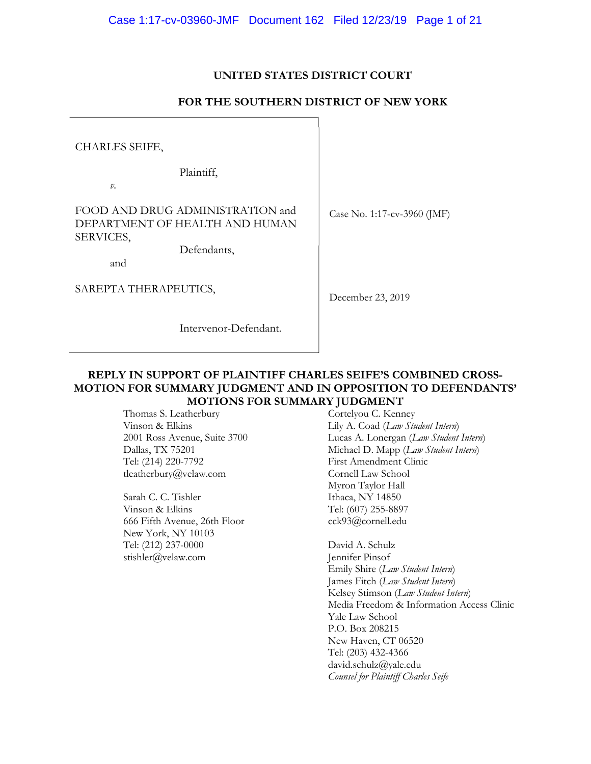**UNITED STATES DISTRICT COURT**

**FOR THE SOUTHERN DISTRICT OF NEW YORK**

CHARLES SEIFE,

Plaintiff,

*v.*

FOOD AND DRUG ADMINISTRATION and DEPARTMENT OF HEALTH AND HUMAN SERVICES,

Defendants,

and

SAREPTA THERAPEUTICS,

Intervenor-Defendant.

Case No. 1:17-cv-3960 (JMF)

December 23, 2019

**REPLY IN SUPPORT OF PLAINTIFF CHARLES SEIFE'S COMBINED CROSS-MOTION FOR SUMMARY JUDGMENT AND IN OPPOSITION TO DEFENDANTS' MOTIONS FOR SUMMARY JUDGMENT**

Thomas S. Leatherbury
Vinson & Elkins
2001 Ross Avenue, Suite 3700
Dallas, TX 75201
Tel: (214) 220-7792
tleatherbury@velaw.com

Sarah C. C. Tishler
Vinson & Elkins
666 Fifth Avenue, 26th Floor
New York, NY 10103
Tel: (212) 237-0000
stishler@velaw.com

Cortelyou C. Kenney
Lily A. Coad (*Law Student Intern*)
Lucas A. Lonergan (*Law Student Intern*)
Michael D. Mapp (*Law Student Intern*)
First Amendment Clinic
Cornell Law School
Myron Taylor Hall
Ithaca, NY 14850
Tel: (607) 255-8897
cck93@cornell.edu

David A. Schulz
Jennifer Pinsof
Emily Shire (*Law Student Intern*)
James Fitch (*Law Student Intern*)
Kelsey Stimson (*Law Student Intern*)
Media Freedom & Information Access Clinic
Yale Law School
P.O. Box 208215
New Haven, CT 06520
Tel: (203) 432-4366
david.schulz@yale.edu
*Counsel for Plaintiff Charles Seife*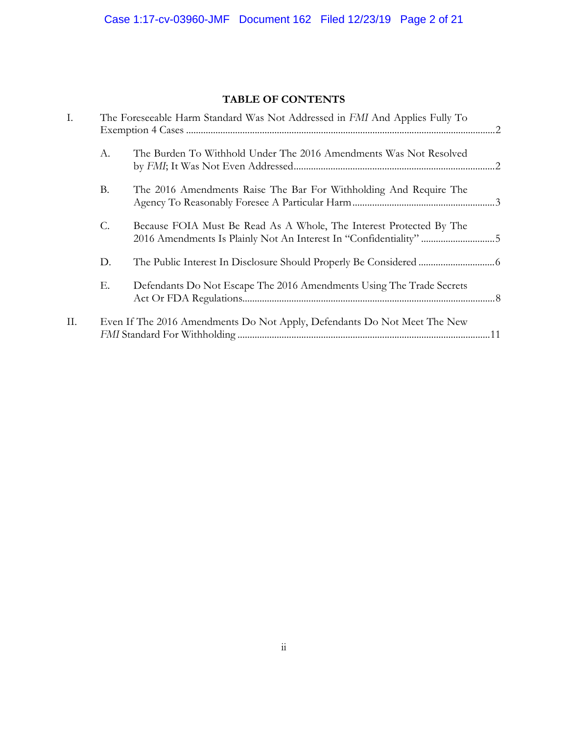## TABLE OF CONTENTS

I. The Foreseeable Harm Standard Was Not Addressed in *FMI* And Applies Fully To Exemption 4 Cases ........ 2

  A. The Burden To Withhold Under The 2016 Amendments Was Not Resolved by *FMI*; It Was Not Even Addressed ........ 2

  B. The 2016 Amendments Raise The Bar For Withholding And Require The Agency To Reasonably Foresee A Particular Harm ........ 3

  C. Because FOIA Must Be Read As A Whole, The Interest Protected By The 2016 Amendments Is Plainly Not An Interest In "Confidentiality" ........ 5

  D. The Public Interest In Disclosure Should Properly Be Considered ........ 6

  E. Defendants Do Not Escape The 2016 Amendments Using The Trade Secrets Act Or FDA Regulations ........ 8

II. Even If The 2016 Amendments Do Not Apply, Defendants Do Not Meet The New *FMI* Standard For Withholding ........ 11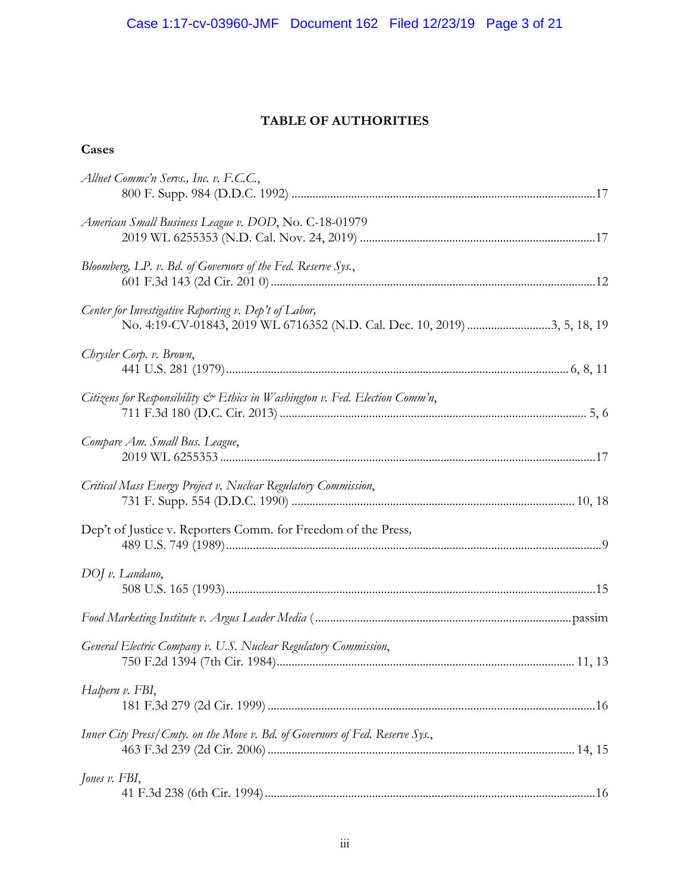# TABLE OF AUTHORITIES

## Cases

*Allnet Commc'n Servs., Inc. v. F.C.C.*,
800 F. Supp. 984 (D.D.C. 1992) ....................................................................................................17

*American Small Business League v. DOD*, No. C-18-01979
2019 WL 6255353 (N.D. Cal. Nov. 24, 2019) ..............................................................................17

*Bloomberg, LP. v. Bd. of Governors of the Fed. Reserve Sys.*,
601 F.3d 143 (2d Cir. 201 0)..........................................................................................................12

*Center for Investigative Reporting v. Dep't of Labor,*
No. 4:19-CV-01843, 2019 WL 6716352 (N.D. Cal. Dec. 10, 2019) ............................3, 5, 18, 19

*Chrysler Corp. v. Brown*,
441 U.S. 281 (1979)................................................................................................................. 6, 8, 11

*Citizens for Responsibility & Ethics in Washington v. Fed. Election Comm'n*,
711 F.3d 180 (D.C. Cir. 2013) ..................................................................................................... 5, 6

*Compare Am. Small Bus. League*,
2019 WL 6255353 ...........................................................................................................................17

*Critical Mass Energy Project v. Nuclear Regulatory Commission*,
731 F. Supp. 554 (D.D.C. 1990) ............................................................................................. 10, 18

Dep't of Justice v. Reporters Comm. for Freedom of the Press*,*
489 U.S. 749 (1989)............................................................................................................................9

*DOJ v. Landano*,
508 U.S. 165 (1993)..........................................................................................................................15

*Food Marketing Institute v. Argus Leader Media* ( .....................................................................................passim

*General Electric Company v. U.S. Nuclear Regulatory Commission*,
750 F.2d 1394 (7th Cir. 1984)................................................................................................... 11, 13

*Halpern v. FBI*,
181 F.3d 279 (2d Cir. 1999) ............................................................................................................16

*Inner City Press/Cmty. on the Move v. Bd. of Governors of Fed. Reserve Sys.*,
463 F.3d 239 (2d Cir. 2006) ..................................................................................................... 14, 15

*Jones v. FBI*,
41 F.3d 238 (6th Cir. 1994) .............................................................................................................16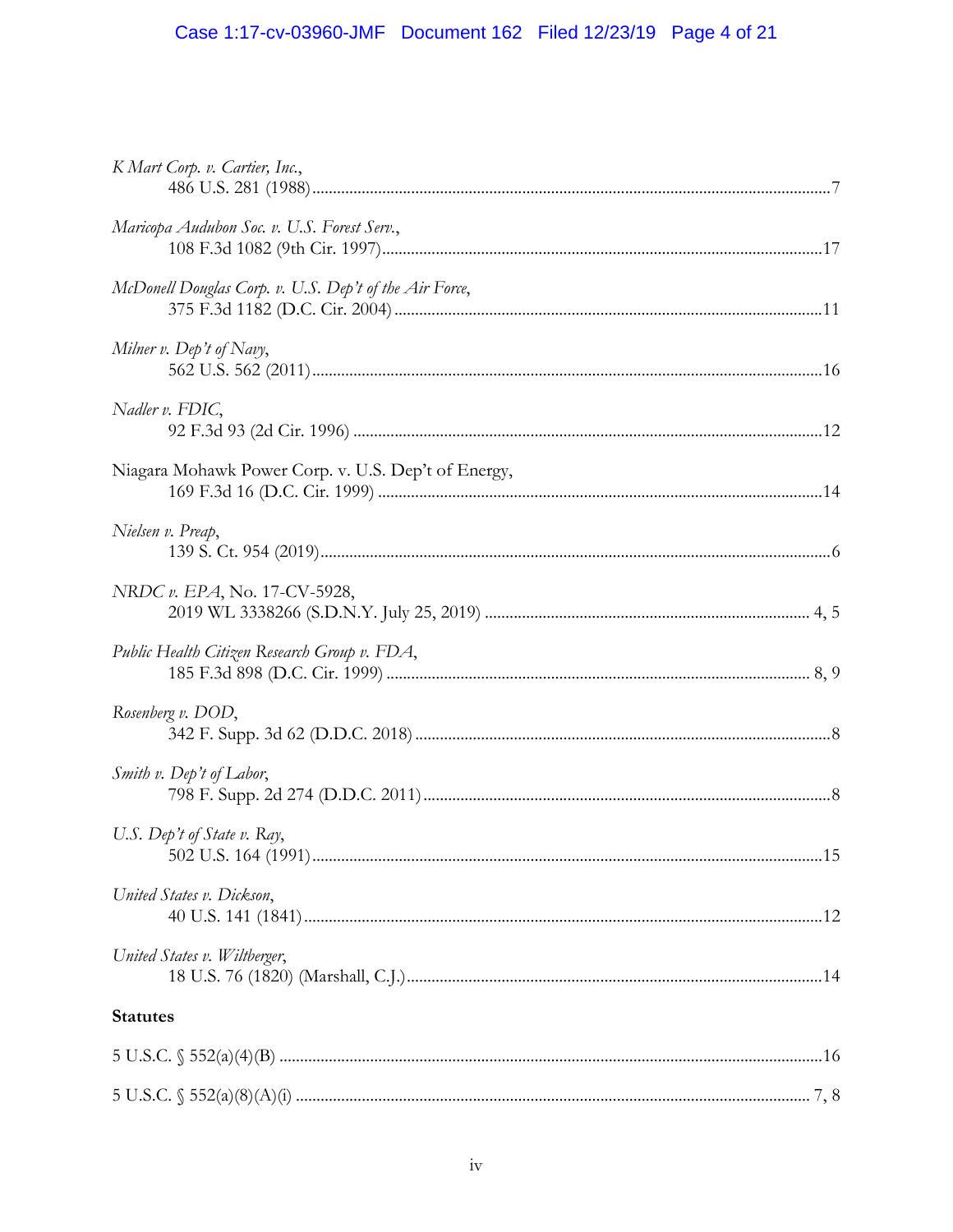*K Mart Corp. v. Cartier, Inc.*,
486 U.S. 281 (1988) ........................................................................................................7

*Maricopa Audubon Soc. v. U.S. Forest Serv.*,
108 F.3d 1082 (9th Cir. 1997)........................................................................................17

*McDonell Douglas Corp. v. U.S. Dep't of the Air Force*,
375 F.3d 1182 (D.C. Cir. 2004) ......................................................................................11

*Milner v. Dep't of Navy*,
562 U.S. 562 (2011)........................................................................................................16

*Nadler v. FDIC*,
92 F.3d 93 (2d Cir. 1996) ...............................................................................................12

Niagara Mohawk Power Corp. v. U.S. Dep't of Energy,
169 F.3d 16 (D.C. Cir. 1999) .........................................................................................14

*Nielsen v. Preap*,
139 S. Ct. 954 (2019)........................................................................................................6

*NRDC v. EPA*, No. 17-CV-5928,
2019 WL 3338266 (S.D.N.Y. July 25, 2019) .............................................................. 4, 5

*Public Health Citizen Research Group v. FDA*,
185 F.3d 898 (D.C. Cir. 1999) ..................................................................................... 8, 9

*Rosenberg v. DOD*,
342 F. Supp. 3d 62 (D.D.C. 2018) ...................................................................................8

*Smith v. Dep't of Labor*,
798 F. Supp. 2d 274 (D.D.C. 2011) .................................................................................8

*U.S. Dep't of State v. Ray*,
502 U.S. 164 (1991)........................................................................................................15

*United States v. Dickson*,
40 U.S. 141 (1841)..........................................................................................................12

*United States v. Wiltberger*,
18 U.S. 76 (1820) (Marshall, C.J.)...................................................................................14

**Statutes**

5 U.S.C. § 552(a)(4)(B) .......................................................................................................16

5 U.S.C. § 552(a)(8)(A)(i) ................................................................................................ 7, 8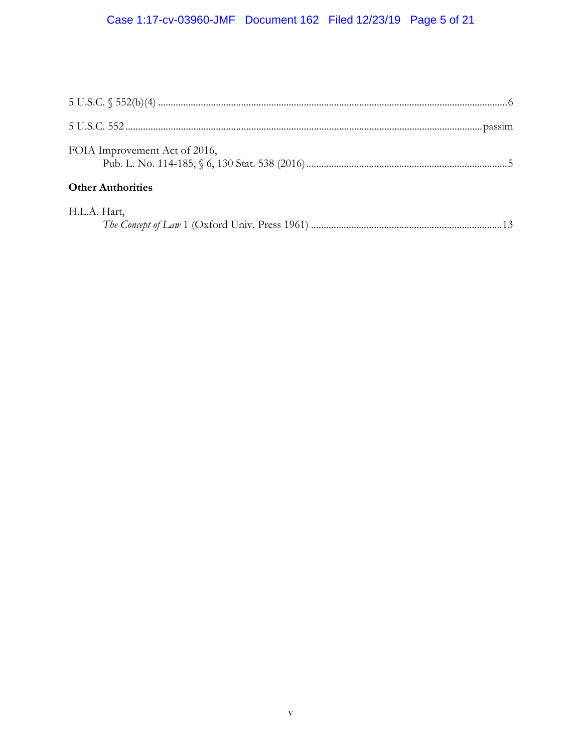5 U.S.C. § 552(b)(4) ....................................................................................................................................6

5 U.S.C. 552 .....................................................................................................................................passim

FOIA Improvement Act of 2016,
Pub. L. No. 114-185, § 6, 130 Stat. 538 (2016) ..............................................................................5

**Other Authorities**

H.L.A. Hart,
*The Concept of Law* 1 (Oxford Univ. Press 1961) ..........................................................................13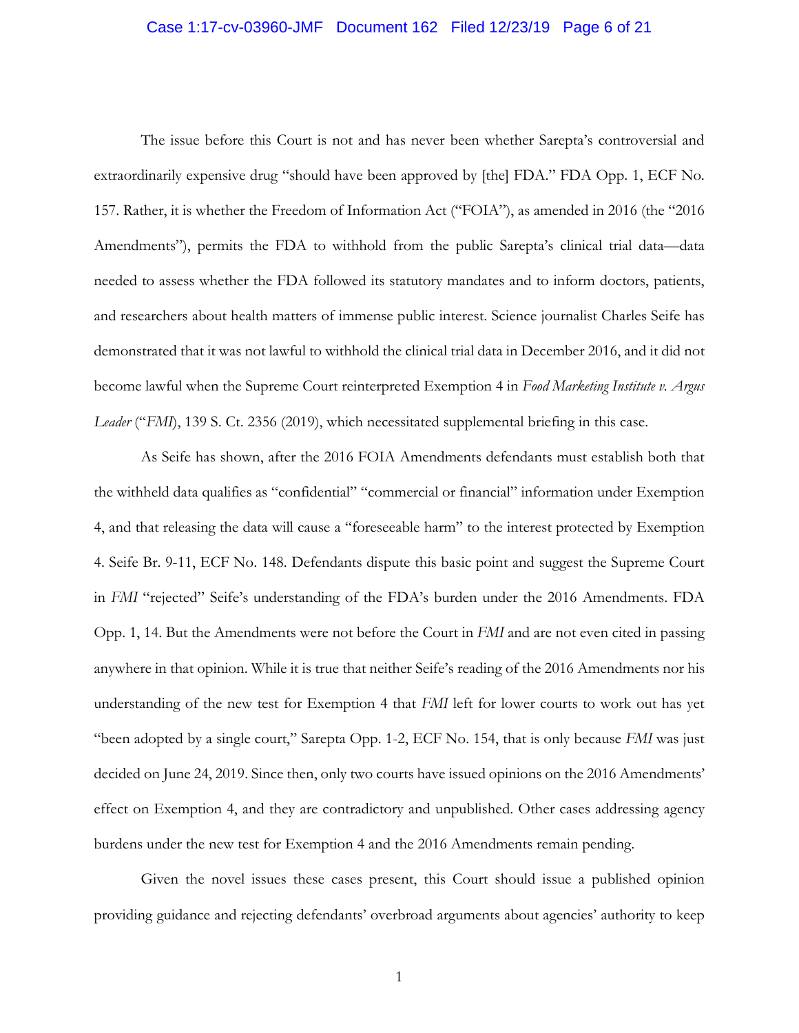The issue before this Court is not and has never been whether Sarepta's controversial and extraordinarily expensive drug "should have been approved by [the] FDA." FDA Opp. 1, ECF No. 157. Rather, it is whether the Freedom of Information Act ("FOIA"), as amended in 2016 (the "2016 Amendments"), permits the FDA to withhold from the public Sarepta's clinical trial data—data needed to assess whether the FDA followed its statutory mandates and to inform doctors, patients, and researchers about health matters of immense public interest. Science journalist Charles Seife has demonstrated that it was not lawful to withhold the clinical trial data in December 2016, and it did not become lawful when the Supreme Court reinterpreted Exemption 4 in *Food Marketing Institute v. Argus Leader* ("*FMI*"), 139 S. Ct. 2356 (2019), which necessitated supplemental briefing in this case.

As Seife has shown, after the 2016 FOIA Amendments defendants must establish both that the withheld data qualifies as "confidential" "commercial or financial" information under Exemption 4, and that releasing the data will cause a "foreseeable harm" to the interest protected by Exemption 4. Seife Br. 9-11, ECF No. 148. Defendants dispute this basic point and suggest the Supreme Court in *FMI* "rejected" Seife's understanding of the FDA's burden under the 2016 Amendments. FDA Opp. 1, 14. But the Amendments were not before the Court in *FMI* and are not even cited in passing anywhere in that opinion. While it is true that neither Seife's reading of the 2016 Amendments nor his understanding of the new test for Exemption 4 that *FMI* left for lower courts to work out has yet "been adopted by a single court," Sarepta Opp. 1-2, ECF No. 154, that is only because *FMI* was just decided on June 24, 2019. Since then, only two courts have issued opinions on the 2016 Amendments' effect on Exemption 4, and they are contradictory and unpublished. Other cases addressing agency burdens under the new test for Exemption 4 and the 2016 Amendments remain pending.

Given the novel issues these cases present, this Court should issue a published opinion providing guidance and rejecting defendants' overbroad arguments about agencies' authority to keep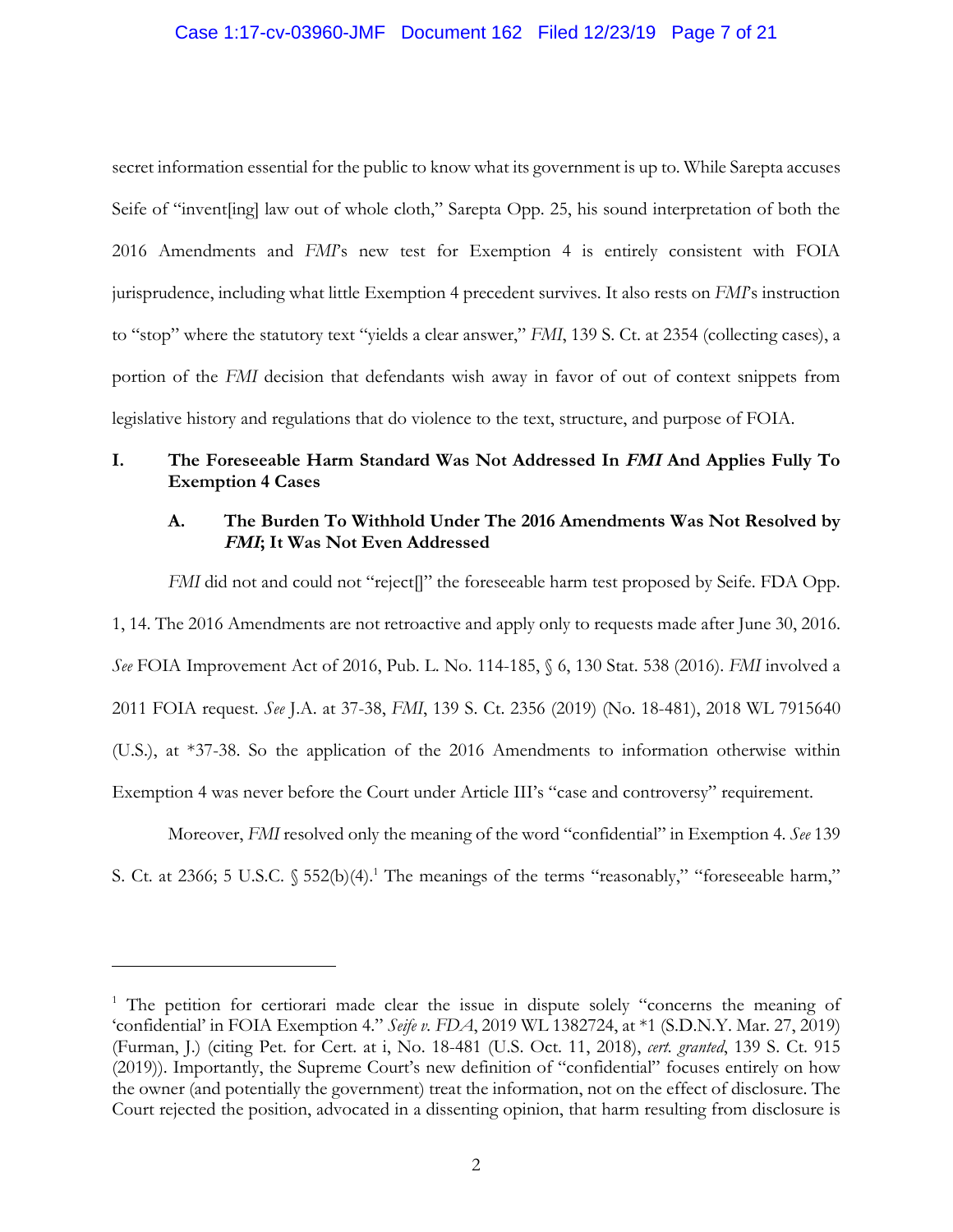secret information essential for the public to know what its government is up to. While Sarepta accuses Seife of "invent[ing] law out of whole cloth," Sarepta Opp. 25, his sound interpretation of both the 2016 Amendments and *FMI*'s new test for Exemption 4 is entirely consistent with FOIA jurisprudence, including what little Exemption 4 precedent survives. It also rests on *FMI*'s instruction to "stop" where the statutory text "yields a clear answer," *FMI*, 139 S. Ct. at 2354 (collecting cases), a portion of the *FMI* decision that defendants wish away in favor of out of context snippets from legislative history and regulations that do violence to the text, structure, and purpose of FOIA.

## I. The Foreseeable Harm Standard Was Not Addressed In *FMI* And Applies Fully To Exemption 4 Cases

### A. The Burden To Withhold Under The 2016 Amendments Was Not Resolved by *FMI*; It Was Not Even Addressed

*FMI* did not and could not "reject[]" the foreseeable harm test proposed by Seife. FDA Opp. 1, 14. The 2016 Amendments are not retroactive and apply only to requests made after June 30, 2016. *See* FOIA Improvement Act of 2016, Pub. L. No. 114-185, § 6, 130 Stat. 538 (2016). *FMI* involved a 2011 FOIA request. *See* J.A. at 37-38, *FMI*, 139 S. Ct. 2356 (2019) (No. 18-481), 2018 WL 7915640 (U.S.), at *37-38. So the application of the 2016 Amendments to information otherwise within Exemption 4 was never before the Court under Article III's "case and controversy" requirement.

Moreover, *FMI* resolved only the meaning of the word "confidential" in Exemption 4. *See* 139 S. Ct. at 2366; 5 U.S.C. § 552(b)(4).[1] The meanings of the terms "reasonably," "foreseeable harm,"

---

[1] The petition for certiorari made clear the issue in dispute solely "concerns the meaning of 'confidential' in FOIA Exemption 4." *Seife v. FDA*, 2019 WL 1382724, at *1 (S.D.N.Y. Mar. 27, 2019) (Furman, J.) (citing Pet. for Cert. at i, No. 18-481 (U.S. Oct. 11, 2018), *cert. granted*, 139 S. Ct. 915 (2019)). Importantly, the Supreme Court's new definition of "confidential" focuses entirely on how the owner (and potentially the government) treat the information, not on the effect of disclosure. The Court rejected the position, advocated in a dissenting opinion, that harm resulting from disclosure is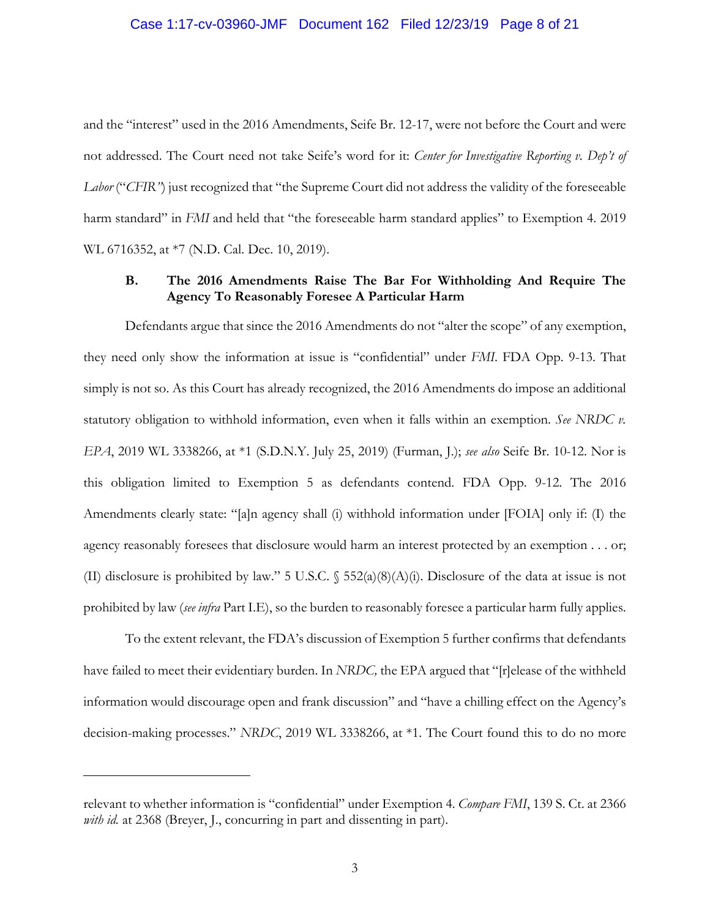and the "interest" used in the 2016 Amendments, Seife Br. 12-17, were not before the Court and were not addressed. The Court need not take Seife's word for it: *Center for Investigative Reporting v. Dep't of Labor* ("*CFIR*") just recognized that "the Supreme Court did not address the validity of the foreseeable harm standard" in *FMI* and held that "the foreseeable harm standard applies" to Exemption 4. 2019 WL 6716352, at *7 (N.D. Cal. Dec. 10, 2019).

### B. The 2016 Amendments Raise The Bar For Withholding And Require The Agency To Reasonably Foresee A Particular Harm

Defendants argue that since the 2016 Amendments do not "alter the scope" of any exemption, they need only show the information at issue is "confidential" under *FMI*. FDA Opp. 9-13. That simply is not so. As this Court has already recognized, the 2016 Amendments do impose an additional statutory obligation to withhold information, even when it falls within an exemption. *See NRDC v. EPA*, 2019 WL 3338266, at *1 (S.D.N.Y. July 25, 2019) (Furman, J.); *see also* Seife Br. 10-12. Nor is this obligation limited to Exemption 5 as defendants contend. FDA Opp. 9-12. The 2016 Amendments clearly state: "[a]n agency shall (i) withhold information under [FOIA] only if: (I) the agency reasonably foresees that disclosure would harm an interest protected by an exemption . . . or; (II) disclosure is prohibited by law." 5 U.S.C. § 552(a)(8)(A)(i). Disclosure of the data at issue is not prohibited by law (*see infra* Part I.E), so the burden to reasonably foresee a particular harm fully applies.

To the extent relevant, the FDA's discussion of Exemption 5 further confirms that defendants have failed to meet their evidentiary burden. In *NRDC,* the EPA argued that "[r]elease of the withheld information would discourage open and frank discussion" and "have a chilling effect on the Agency's decision-making processes." *NRDC*, 2019 WL 3338266, at *1. The Court found this to do no more

---

relevant to whether information is "confidential" under Exemption 4. *Compare FMI*, 139 S. Ct. at 2366 *with id.* at 2368 (Breyer, J., concurring in part and dissenting in part).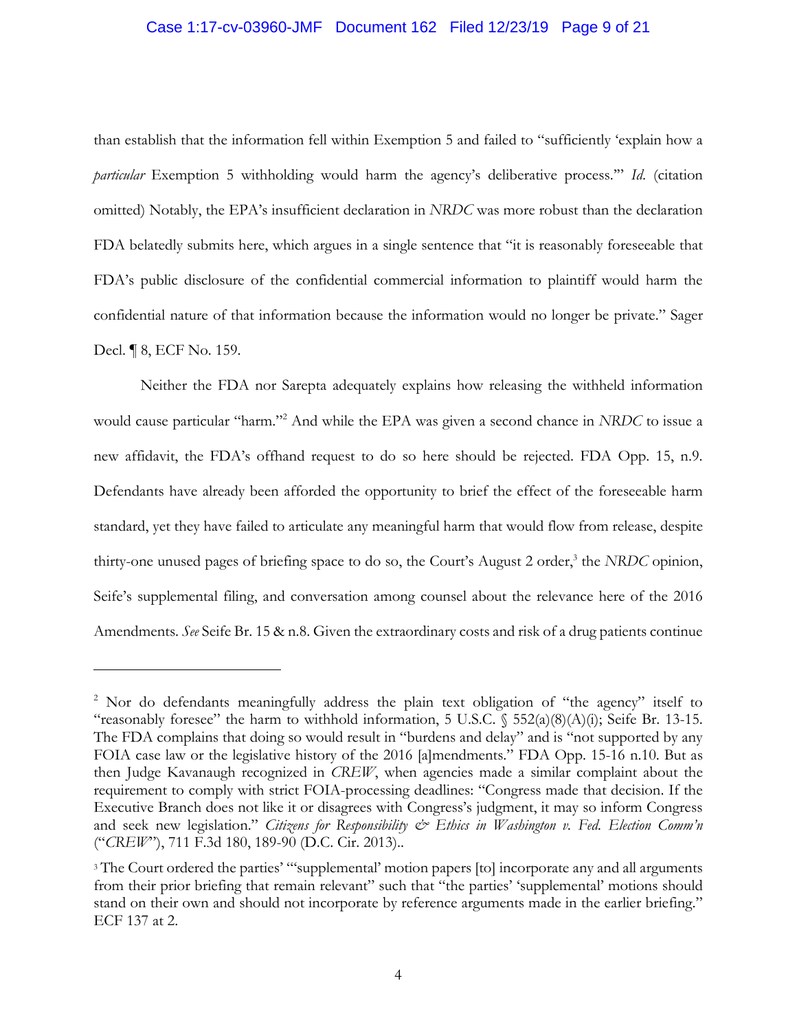than establish that the information fell within Exemption 5 and failed to "sufficiently 'explain how a *particular* Exemption 5 withholding would harm the agency's deliberative process.'" *Id.* (citation omitted) Notably, the EPA's insufficient declaration in *NRDC* was more robust than the declaration FDA belatedly submits here, which argues in a single sentence that "it is reasonably foreseeable that FDA's public disclosure of the confidential commercial information to plaintiff would harm the confidential nature of that information because the information would no longer be private." Sager Decl. ¶ 8, ECF No. 159.

Neither the FDA nor Sarepta adequately explains how releasing the withheld information would cause particular "harm."[2] And while the EPA was given a second chance in *NRDC* to issue a new affidavit, the FDA's offhand request to do so here should be rejected. FDA Opp. 15, n.9. Defendants have already been afforded the opportunity to brief the effect of the foreseeable harm standard, yet they have failed to articulate any meaningful harm that would flow from release, despite thirty-one unused pages of briefing space to do so, the Court's August 2 order,[3] the *NRDC* opinion, Seife's supplemental filing, and conversation among counsel about the relevance here of the 2016 Amendments. *See* Seife Br. 15 & n.8. Given the extraordinary costs and risk of a drug patients continue

---

[2] Nor do defendants meaningfully address the plain text obligation of "the agency" itself to "reasonably foresee" the harm to withhold information, 5 U.S.C. § 552(a)(8)(A)(i); Seife Br. 13-15. The FDA complains that doing so would result in "burdens and delay" and is "not supported by any FOIA case law or the legislative history of the 2016 [a]mendments." FDA Opp. 15-16 n.10. But as then Judge Kavanaugh recognized in *CREW*, when agencies made a similar complaint about the requirement to comply with strict FOIA-processing deadlines: "Congress made that decision. If the Executive Branch does not like it or disagrees with Congress's judgment, it may so inform Congress and seek new legislation." *Citizens for Responsibility & Ethics in Washington v. Fed. Election Comm'n* ("*CREW*"), 711 F.3d 180, 189-90 (D.C. Cir. 2013)..

[3] The Court ordered the parties' "'supplemental' motion papers [to] incorporate any and all arguments from their prior briefing that remain relevant" such that "the parties' 'supplemental' motions should stand on their own and should not incorporate by reference arguments made in the earlier briefing." ECF 137 at 2.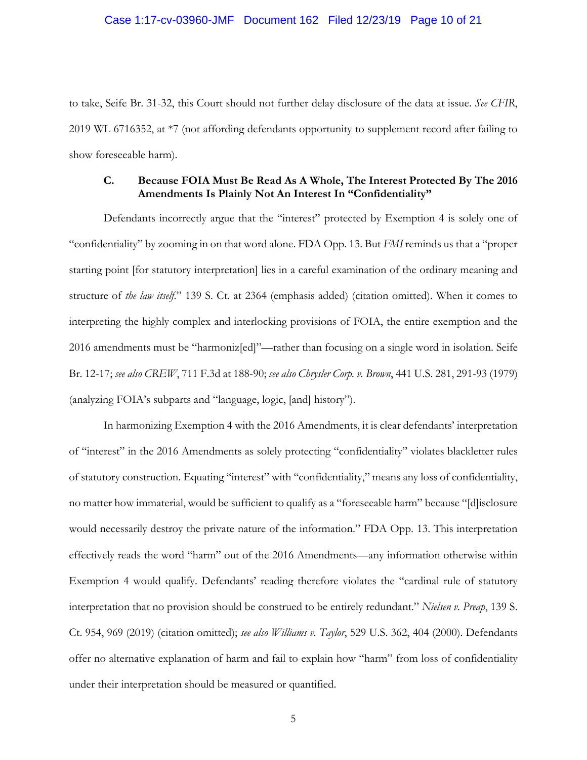to take, Seife Br. 31-32, this Court should not further delay disclosure of the data at issue. *See CFIR*, 2019 WL 6716352, at *7 (not affording defendants opportunity to supplement record after failing to show foreseeable harm).

### C. Because FOIA Must Be Read As A Whole, The Interest Protected By The 2016 Amendments Is Plainly Not An Interest In "Confidentiality"

Defendants incorrectly argue that the "interest" protected by Exemption 4 is solely one of "confidentiality" by zooming in on that word alone. FDA Opp. 13. But *FMI* reminds us that a "proper starting point [for statutory interpretation] lies in a careful examination of the ordinary meaning and structure of *the law itself*." 139 S. Ct. at 2364 (emphasis added) (citation omitted). When it comes to interpreting the highly complex and interlocking provisions of FOIA, the entire exemption and the 2016 amendments must be "harmoniz[ed]"—rather than focusing on a single word in isolation. Seife Br. 12-17; *see also CREW*, 711 F.3d at 188-90; *see also Chrysler Corp. v. Brown*, 441 U.S. 281, 291-93 (1979) (analyzing FOIA's subparts and "language, logic, [and] history").

In harmonizing Exemption 4 with the 2016 Amendments, it is clear defendants' interpretation of "interest" in the 2016 Amendments as solely protecting "confidentiality" violates blackletter rules of statutory construction. Equating "interest" with "confidentiality," means any loss of confidentiality, no matter how immaterial, would be sufficient to qualify as a "foreseeable harm" because "[d]isclosure would necessarily destroy the private nature of the information." FDA Opp. 13. This interpretation effectively reads the word "harm" out of the 2016 Amendments—any information otherwise within Exemption 4 would qualify. Defendants' reading therefore violates the "cardinal rule of statutory interpretation that no provision should be construed to be entirely redundant." *Nielsen v. Preap*, 139 S. Ct. 954, 969 (2019) (citation omitted); *see also Williams v. Taylor*, 529 U.S. 362, 404 (2000). Defendants offer no alternative explanation of harm and fail to explain how "harm" from loss of confidentiality under their interpretation should be measured or quantified.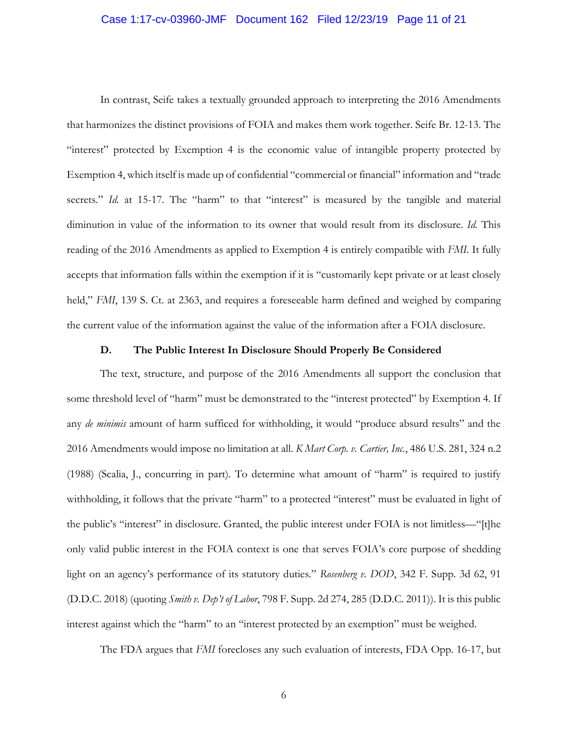In contrast, Seife takes a textually grounded approach to interpreting the 2016 Amendments that harmonizes the distinct provisions of FOIA and makes them work together. Seife Br. 12-13. The "interest" protected by Exemption 4 is the economic value of intangible property protected by Exemption 4, which itself is made up of confidential "commercial or financial" information and "trade secrets." *Id.* at 15-17. The "harm" to that "interest" is measured by the tangible and material diminution in value of the information to its owner that would result from its disclosure. *Id.* This reading of the 2016 Amendments as applied to Exemption 4 is entirely compatible with *FMI*. It fully accepts that information falls within the exemption if it is "customarily kept private or at least closely held," *FMI*, 139 S. Ct. at 2363, and requires a foreseeable harm defined and weighed by comparing the current value of the information against the value of the information after a FOIA disclosure.

### D. The Public Interest In Disclosure Should Properly Be Considered

The text, structure, and purpose of the 2016 Amendments all support the conclusion that some threshold level of "harm" must be demonstrated to the "interest protected" by Exemption 4. If any *de minimis* amount of harm sufficed for withholding, it would "produce absurd results" and the 2016 Amendments would impose no limitation at all. *K Mart Corp. v. Cartier, Inc.*, 486 U.S. 281, 324 n.2 (1988) (Scalia, J., concurring in part). To determine what amount of "harm" is required to justify withholding, it follows that the private "harm" to a protected "interest" must be evaluated in light of the public's "interest" in disclosure. Granted, the public interest under FOIA is not limitless—"[t]he only valid public interest in the FOIA context is one that serves FOIA's core purpose of shedding light on an agency's performance of its statutory duties." *Rosenberg v. DOD*, 342 F. Supp. 3d 62, 91 (D.D.C. 2018) (quoting *Smith v. Dep't of Labor*, 798 F. Supp. 2d 274, 285 (D.D.C. 2011)). It is this public interest against which the "harm" to an "interest protected by an exemption" must be weighed.

The FDA argues that *FMI* forecloses any such evaluation of interests, FDA Opp. 16-17, but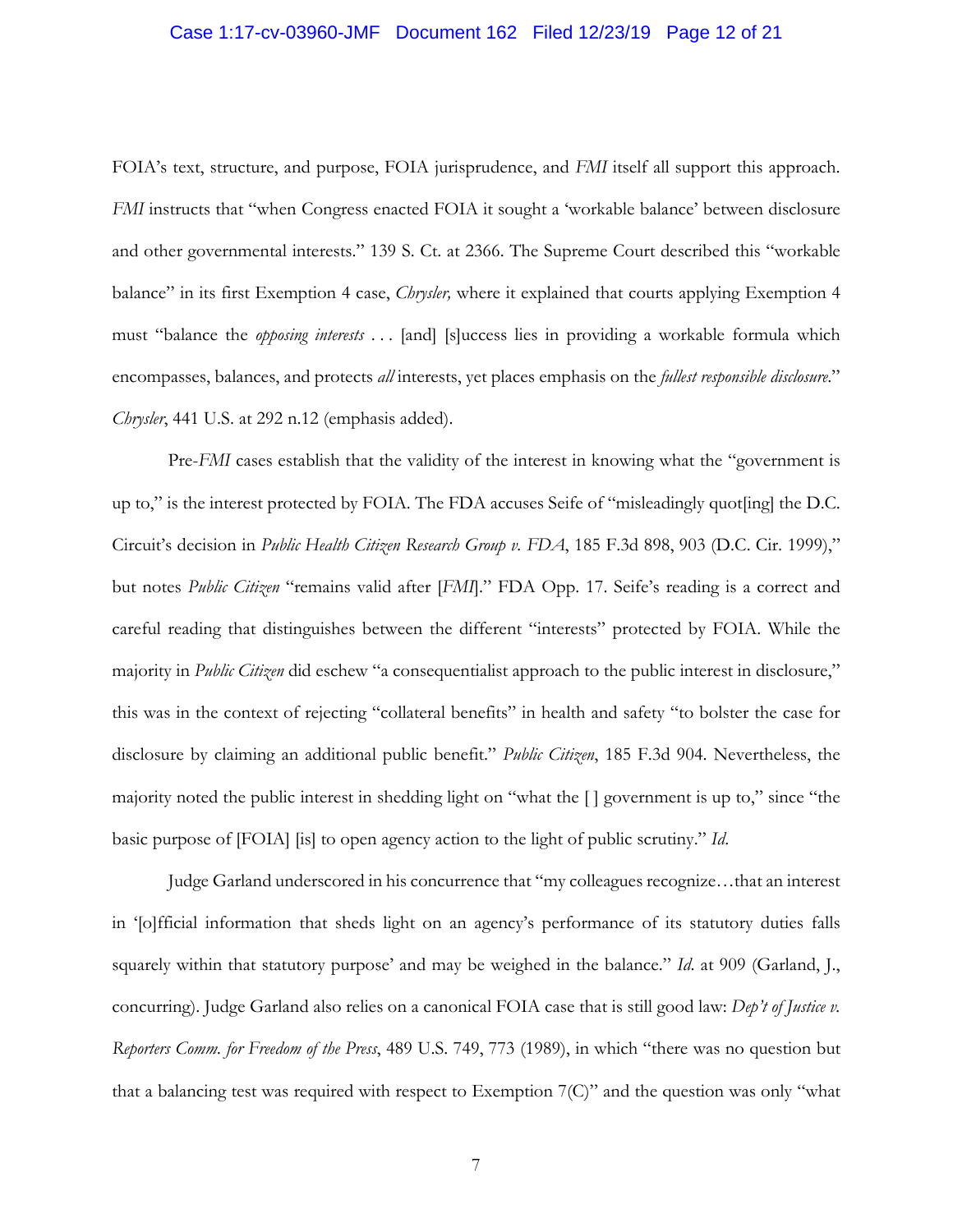FOIA's text, structure, and purpose, FOIA jurisprudence, and *FMI* itself all support this approach. *FMI* instructs that "when Congress enacted FOIA it sought a 'workable balance' between disclosure and other governmental interests." 139 S. Ct. at 2366. The Supreme Court described this "workable balance" in its first Exemption 4 case, *Chrysler,* where it explained that courts applying Exemption 4 must "balance the *opposing interests* . . . [and] [s]uccess lies in providing a workable formula which encompasses, balances, and protects *all* interests, yet places emphasis on the *fullest responsible disclosure*." *Chrysler*, 441 U.S. at 292 n.12 (emphasis added).

Pre-*FMI* cases establish that the validity of the interest in knowing what the "government is up to," is the interest protected by FOIA. The FDA accuses Seife of "misleadingly quot[ing] the D.C. Circuit's decision in *Public Health Citizen Research Group v. FDA*, 185 F.3d 898, 903 (D.C. Cir. 1999)," but notes *Public Citizen* "remains valid after [*FMI*]." FDA Opp. 17. Seife's reading is a correct and careful reading that distinguishes between the different "interests" protected by FOIA. While the majority in *Public Citizen* did eschew "a consequentialist approach to the public interest in disclosure," this was in the context of rejecting "collateral benefits" in health and safety "to bolster the case for disclosure by claiming an additional public benefit." *Public Citizen*, 185 F.3d 904. Nevertheless, the majority noted the public interest in shedding light on "what the [ ] government is up to," since "the basic purpose of [FOIA] [is] to open agency action to the light of public scrutiny." *Id.*

Judge Garland underscored in his concurrence that "my colleagues recognize…that an interest in '[o]fficial information that sheds light on an agency's performance of its statutory duties falls squarely within that statutory purpose' and may be weighed in the balance." *Id.* at 909 (Garland, J., concurring). Judge Garland also relies on a canonical FOIA case that is still good law: *Dep't of Justice v. Reporters Comm. for Freedom of the Press*, 489 U.S. 749, 773 (1989), in which "there was no question but that a balancing test was required with respect to Exemption 7(C)" and the question was only "what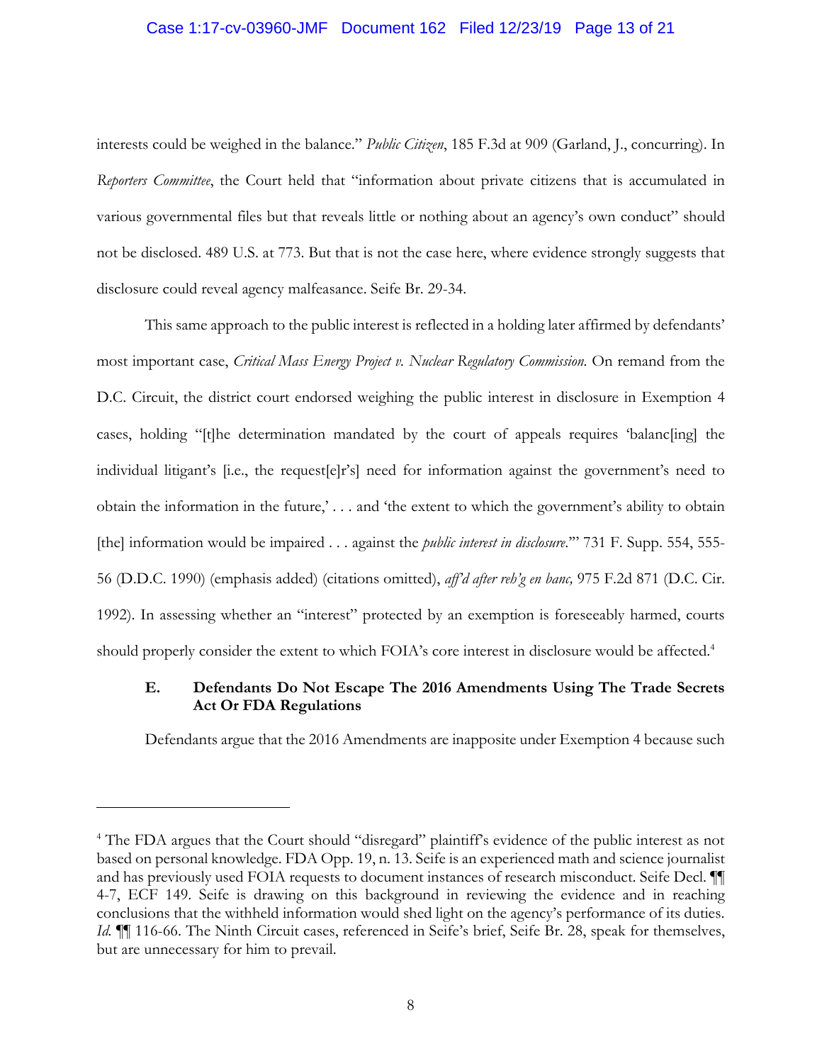interests could be weighed in the balance." *Public Citizen*, 185 F.3d at 909 (Garland, J., concurring). In *Reporters Committee*, the Court held that "information about private citizens that is accumulated in various governmental files but that reveals little or nothing about an agency's own conduct" should not be disclosed. 489 U.S. at 773. But that is not the case here, where evidence strongly suggests that disclosure could reveal agency malfeasance. Seife Br. 29-34.

This same approach to the public interest is reflected in a holding later affirmed by defendants' most important case, *Critical Mass Energy Project v. Nuclear Regulatory Commission.* On remand from the D.C. Circuit, the district court endorsed weighing the public interest in disclosure in Exemption 4 cases, holding "[t]he determination mandated by the court of appeals requires 'balanc[ing] the individual litigant's [i.e., the request[e]r's] need for information against the government's need to obtain the information in the future,' . . . and 'the extent to which the government's ability to obtain [the] information would be impaired . . . against the *public interest in disclosure*.'" 731 F. Supp. 554, 555-56 (D.D.C. 1990) (emphasis added) (citations omitted), *aff'd after reh'g en banc,* 975 F.2d 871 (D.C. Cir. 1992). In assessing whether an "interest" protected by an exemption is foreseeably harmed, courts should properly consider the extent to which FOIA's core interest in disclosure would be affected.[4]

### E. Defendants Do Not Escape The 2016 Amendments Using The Trade Secrets Act Or FDA Regulations

Defendants argue that the 2016 Amendments are inapposite under Exemption 4 because such

---

[4] The FDA argues that the Court should "disregard" plaintiff's evidence of the public interest as not based on personal knowledge. FDA Opp. 19, n. 13. Seife is an experienced math and science journalist and has previously used FOIA requests to document instances of research misconduct. Seife Decl. ¶¶ 4-7, ECF 149. Seife is drawing on this background in reviewing the evidence and in reaching conclusions that the withheld information would shed light on the agency's performance of its duties. *Id.* ¶¶ 116-66. The Ninth Circuit cases, referenced in Seife's brief, Seife Br. 28, speak for themselves, but are unnecessary for him to prevail.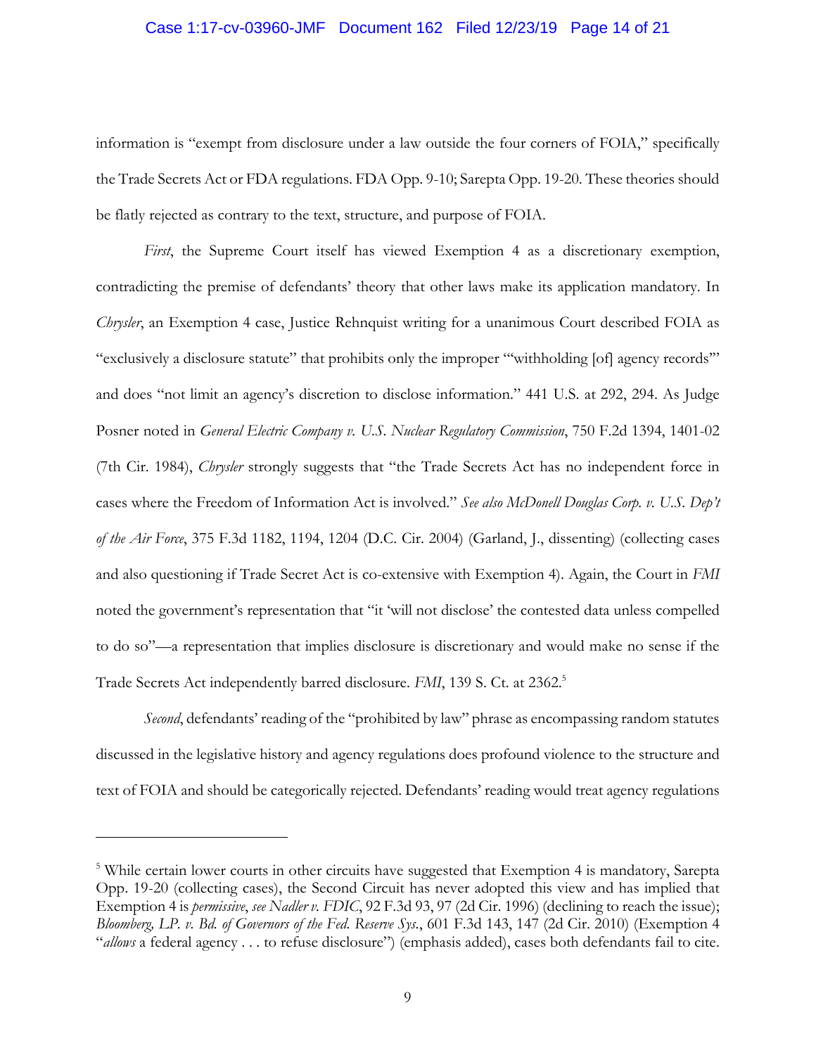information is "exempt from disclosure under a law outside the four corners of FOIA," specifically the Trade Secrets Act or FDA regulations. FDA Opp. 9-10; Sarepta Opp. 19-20. These theories should be flatly rejected as contrary to the text, structure, and purpose of FOIA.

*First*, the Supreme Court itself has viewed Exemption 4 as a discretionary exemption, contradicting the premise of defendants' theory that other laws make its application mandatory. In *Chrysler*, an Exemption 4 case, Justice Rehnquist writing for a unanimous Court described FOIA as "exclusively a disclosure statute" that prohibits only the improper "'withholding [of] agency records'" and does "not limit an agency's discretion to disclose information." 441 U.S. at 292, 294. As Judge Posner noted in *General Electric Company v. U.S. Nuclear Regulatory Commission*, 750 F.2d 1394, 1401-02 (7th Cir. 1984), *Chrysler* strongly suggests that "the Trade Secrets Act has no independent force in cases where the Freedom of Information Act is involved." *See also McDonell Douglas Corp. v. U.S. Dep't of the Air Force*, 375 F.3d 1182, 1194, 1204 (D.C. Cir. 2004) (Garland, J., dissenting) (collecting cases and also questioning if Trade Secret Act is co-extensive with Exemption 4). Again, the Court in *FMI* noted the government's representation that "it 'will not disclose' the contested data unless compelled to do so"—a representation that implies disclosure is discretionary and would make no sense if the Trade Secrets Act independently barred disclosure. *FMI*, 139 S. Ct. at 2362.[5]

*Second*, defendants' reading of the "prohibited by law" phrase as encompassing random statutes discussed in the legislative history and agency regulations does profound violence to the structure and text of FOIA and should be categorically rejected. Defendants' reading would treat agency regulations

---

[5] While certain lower courts in other circuits have suggested that Exemption 4 is mandatory, Sarepta Opp. 19-20 (collecting cases), the Second Circuit has never adopted this view and has implied that Exemption 4 is *permissive*, *see Nadler v. FDIC*, 92 F.3d 93, 97 (2d Cir. 1996) (declining to reach the issue); *Bloomberg, LP. v. Bd. of Governors of the Fed. Reserve Sys.*, 601 F.3d 143, 147 (2d Cir. 2010) (Exemption 4 "*allows* a federal agency . . . to refuse disclosure") (emphasis added), cases both defendants fail to cite.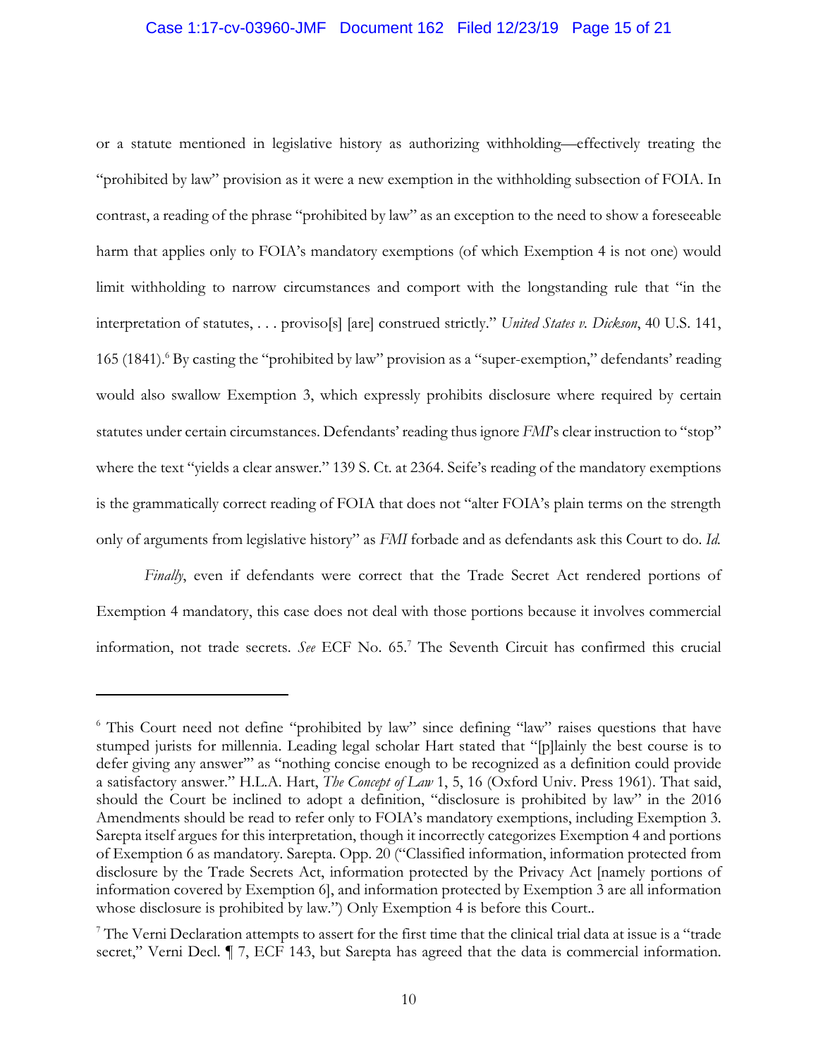or a statute mentioned in legislative history as authorizing withholding—effectively treating the "prohibited by law" provision as it were a new exemption in the withholding subsection of FOIA. In contrast, a reading of the phrase "prohibited by law" as an exception to the need to show a foreseeable harm that applies only to FOIA's mandatory exemptions (of which Exemption 4 is not one) would limit withholding to narrow circumstances and comport with the longstanding rule that "in the interpretation of statutes, . . . proviso[s] [are] construed strictly." *United States v. Dickson*, 40 U.S. 141, 165 (1841).[6] By casting the "prohibited by law" provision as a "super-exemption," defendants' reading would also swallow Exemption 3, which expressly prohibits disclosure where required by certain statutes under certain circumstances. Defendants' reading thus ignore *FMI*'s clear instruction to "stop" where the text "yields a clear answer." 139 S. Ct. at 2364. Seife's reading of the mandatory exemptions is the grammatically correct reading of FOIA that does not "alter FOIA's plain terms on the strength only of arguments from legislative history" as *FMI* forbade and as defendants ask this Court to do. *Id.*

*Finally*, even if defendants were correct that the Trade Secret Act rendered portions of Exemption 4 mandatory, this case does not deal with those portions because it involves commercial information, not trade secrets. *See* ECF No. 65.[7] The Seventh Circuit has confirmed this crucial

---

[6] This Court need not define "prohibited by law" since defining "law" raises questions that have stumped jurists for millennia. Leading legal scholar Hart stated that "[p]lainly the best course is to defer giving any answer'" as "nothing concise enough to be recognized as a definition could provide a satisfactory answer." H.L.A. Hart, *The Concept of Law* 1, 5, 16 (Oxford Univ. Press 1961). That said, should the Court be inclined to adopt a definition, "disclosure is prohibited by law" in the 2016 Amendments should be read to refer only to FOIA's mandatory exemptions, including Exemption 3. Sarepta itself argues for this interpretation, though it incorrectly categorizes Exemption 4 and portions of Exemption 6 as mandatory. Sarepta. Opp. 20 ("Classified information, information protected from disclosure by the Trade Secrets Act, information protected by the Privacy Act [namely portions of information covered by Exemption 6], and information protected by Exemption 3 are all information whose disclosure is prohibited by law.") Only Exemption 4 is before this Court..

[7] The Verni Declaration attempts to assert for the first time that the clinical trial data at issue is a "trade secret," Verni Decl. ¶ 7, ECF 143, but Sarepta has agreed that the data is commercial information.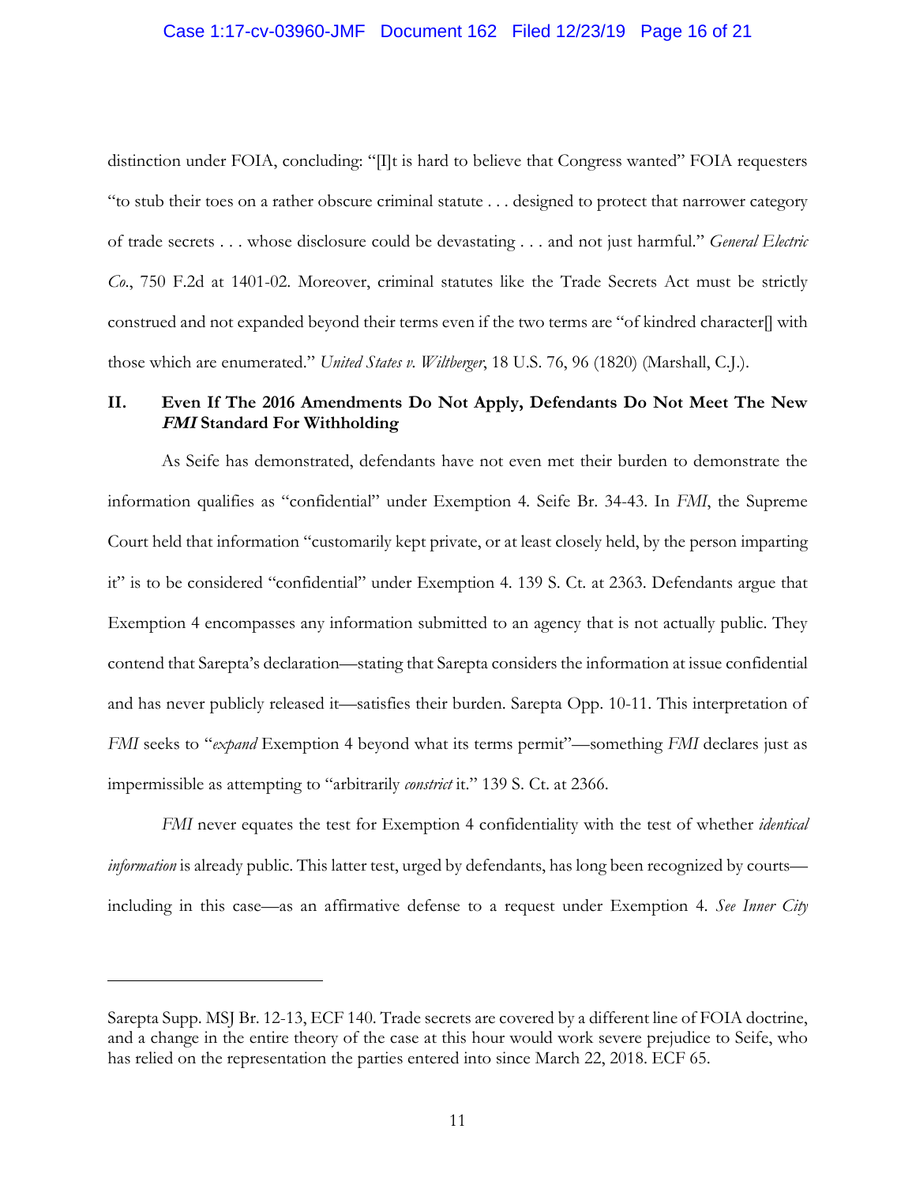distinction under FOIA, concluding: "[I]t is hard to believe that Congress wanted" FOIA requesters "to stub their toes on a rather obscure criminal statute . . . designed to protect that narrower category of trade secrets . . . whose disclosure could be devastating . . . and not just harmful." *General Electric Co.*, 750 F.2d at 1401-02. Moreover, criminal statutes like the Trade Secrets Act must be strictly construed and not expanded beyond their terms even if the two terms are "of kindred character[] with those which are enumerated." *United States v. Wiltberger*, 18 U.S. 76, 96 (1820) (Marshall, C.J.).

## II. Even If The 2016 Amendments Do Not Apply, Defendants Do Not Meet The New *FMI* Standard For Withholding

As Seife has demonstrated, defendants have not even met their burden to demonstrate the information qualifies as "confidential" under Exemption 4. Seife Br. 34-43. In *FMI*, the Supreme Court held that information "customarily kept private, or at least closely held, by the person imparting it" is to be considered "confidential" under Exemption 4. 139 S. Ct. at 2363. Defendants argue that Exemption 4 encompasses any information submitted to an agency that is not actually public. They contend that Sarepta's declaration—stating that Sarepta considers the information at issue confidential and has never publicly released it—satisfies their burden. Sarepta Opp. 10-11. This interpretation of *FMI* seeks to "*expand* Exemption 4 beyond what its terms permit"—something *FMI* declares just as impermissible as attempting to "arbitrarily *constrict* it." 139 S. Ct. at 2366.

*FMI* never equates the test for Exemption 4 confidentiality with the test of whether *identical information* is already public. This latter test, urged by defendants, has long been recognized by courts—including in this case—as an affirmative defense to a request under Exemption 4. *See Inner City*

---

Sarepta Supp. MSJ Br. 12-13, ECF 140. Trade secrets are covered by a different line of FOIA doctrine, and a change in the entire theory of the case at this hour would work severe prejudice to Seife, who has relied on the representation the parties entered into since March 22, 2018. ECF 65.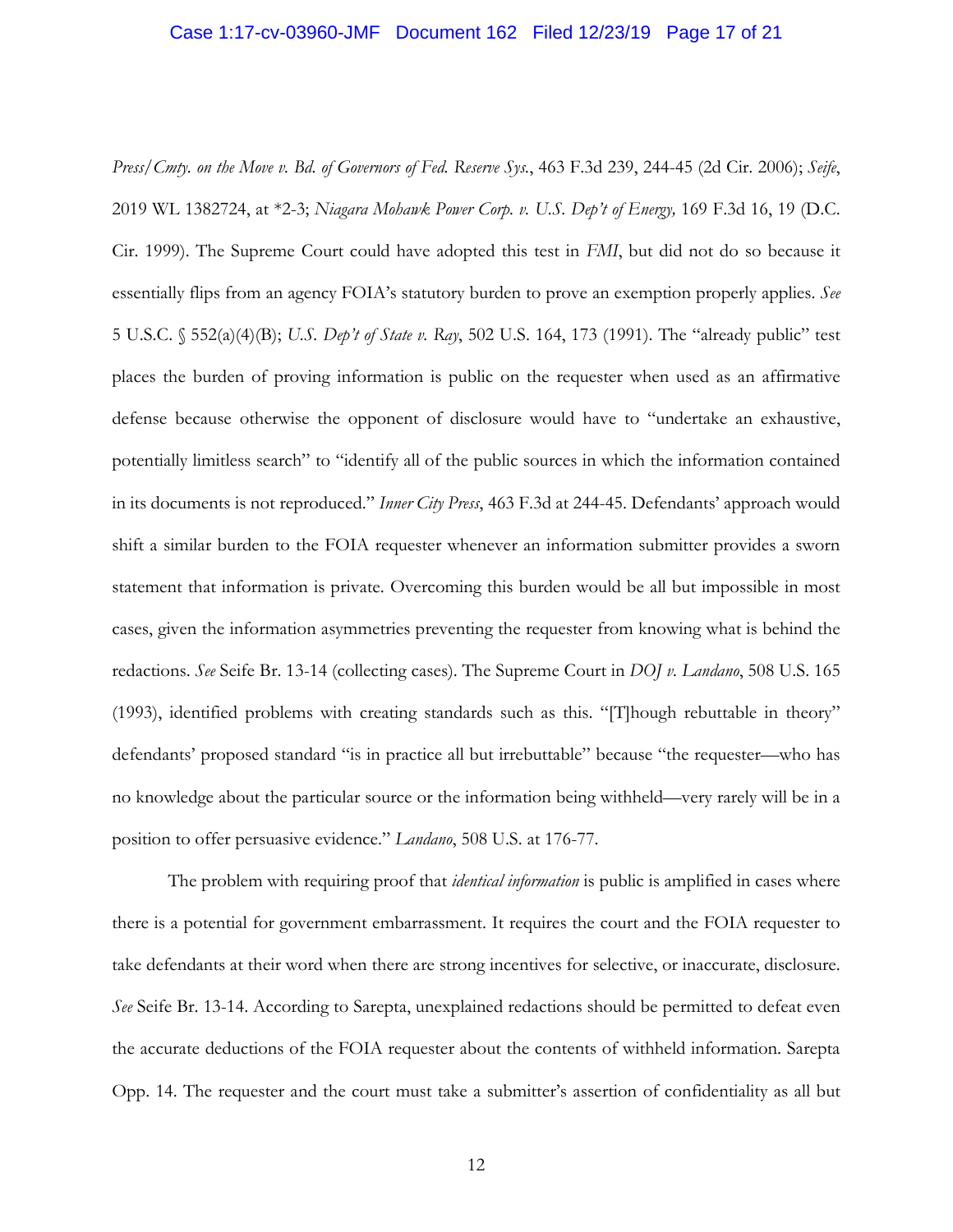*Press/Cmty. on the Move v. Bd. of Governors of Fed. Reserve Sys.*, 463 F.3d 239, 244-45 (2d Cir. 2006); *Seife*, 2019 WL 1382724, at *2-3; *Niagara Mohawk Power Corp. v. U.S. Dep't of Energy,* 169 F.3d 16, 19 (D.C. Cir. 1999). The Supreme Court could have adopted this test in *FMI*, but did not do so because it essentially flips from an agency FOIA's statutory burden to prove an exemption properly applies. *See* 5 U.S.C. § 552(a)(4)(B); *U.S. Dep't of State v. Ray*, 502 U.S. 164, 173 (1991). The "already public" test places the burden of proving information is public on the requester when used as an affirmative defense because otherwise the opponent of disclosure would have to "undertake an exhaustive, potentially limitless search" to "identify all of the public sources in which the information contained in its documents is not reproduced." *Inner City Press*, 463 F.3d at 244-45. Defendants' approach would shift a similar burden to the FOIA requester whenever an information submitter provides a sworn statement that information is private. Overcoming this burden would be all but impossible in most cases, given the information asymmetries preventing the requester from knowing what is behind the redactions. *See* Seife Br. 13-14 (collecting cases). The Supreme Court in *DOJ v. Landano*, 508 U.S. 165 (1993), identified problems with creating standards such as this. "[T]hough rebuttable in theory" defendants' proposed standard "is in practice all but irrebuttable" because "the requester—who has no knowledge about the particular source or the information being withheld—very rarely will be in a position to offer persuasive evidence." *Landano*, 508 U.S. at 176-77.

The problem with requiring proof that *identical information* is public is amplified in cases where there is a potential for government embarrassment. It requires the court and the FOIA requester to take defendants at their word when there are strong incentives for selective, or inaccurate, disclosure. *See* Seife Br. 13-14. According to Sarepta, unexplained redactions should be permitted to defeat even the accurate deductions of the FOIA requester about the contents of withheld information. Sarepta Opp. 14. The requester and the court must take a submitter's assertion of confidentiality as all but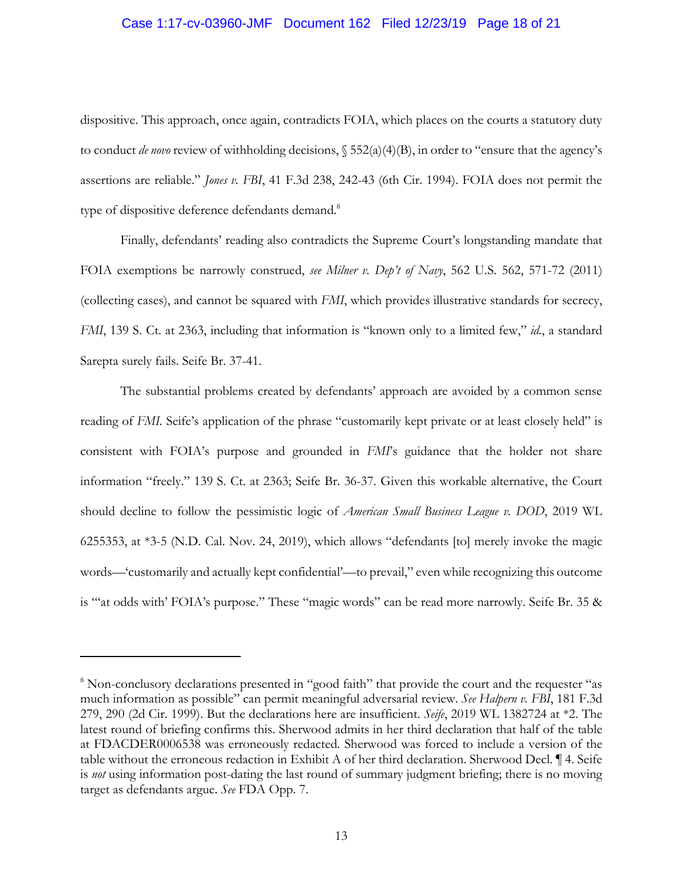dispositive. This approach, once again, contradicts FOIA, which places on the courts a statutory duty to conduct *de novo* review of withholding decisions, § 552(a)(4)(B), in order to "ensure that the agency's assertions are reliable." *Jones v. FBI*, 41 F.3d 238, 242-43 (6th Cir. 1994). FOIA does not permit the type of dispositive deference defendants demand.[8]

Finally, defendants' reading also contradicts the Supreme Court's longstanding mandate that FOIA exemptions be narrowly construed, *see Milner v. Dep't of Navy*, 562 U.S. 562, 571-72 (2011) (collecting cases), and cannot be squared with *FMI*, which provides illustrative standards for secrecy, *FMI*, 139 S. Ct. at 2363, including that information is "known only to a limited few," *id.*, a standard Sarepta surely fails. Seife Br. 37-41.

The substantial problems created by defendants' approach are avoided by a common sense reading of *FMI*. Seife's application of the phrase "customarily kept private or at least closely held" is consistent with FOIA's purpose and grounded in *FMI*'s guidance that the holder not share information "freely." 139 S. Ct. at 2363; Seife Br. 36-37. Given this workable alternative, the Court should decline to follow the pessimistic logic of *American Small Business League v. DOD*, 2019 WL 6255353, at *3-5 (N.D. Cal. Nov. 24, 2019), which allows "defendants [to] merely invoke the magic words—'customarily and actually kept confidential'—to prevail," even while recognizing this outcome is "'at odds with' FOIA's purpose." These "magic words" can be read more narrowly. Seife Br. 35 &

---

[8] Non-conclusory declarations presented in "good faith" that provide the court and the requester "as much information as possible" can permit meaningful adversarial review. *See Halpern v. FBI*, 181 F.3d 279, 290 (2d Cir. 1999). But the declarations here are insufficient. *Seife*, 2019 WL 1382724 at *2. The latest round of briefing confirms this. Sherwood admits in her third declaration that half of the table at FDACDER0006538 was erroneously redacted. Sherwood was forced to include a version of the table without the erroneous redaction in Exhibit A of her third declaration. Sherwood Decl. ¶ 4. Seife is *not* using information post-dating the last round of summary judgment briefing; there is no moving target as defendants argue. *See* FDA Opp. 7.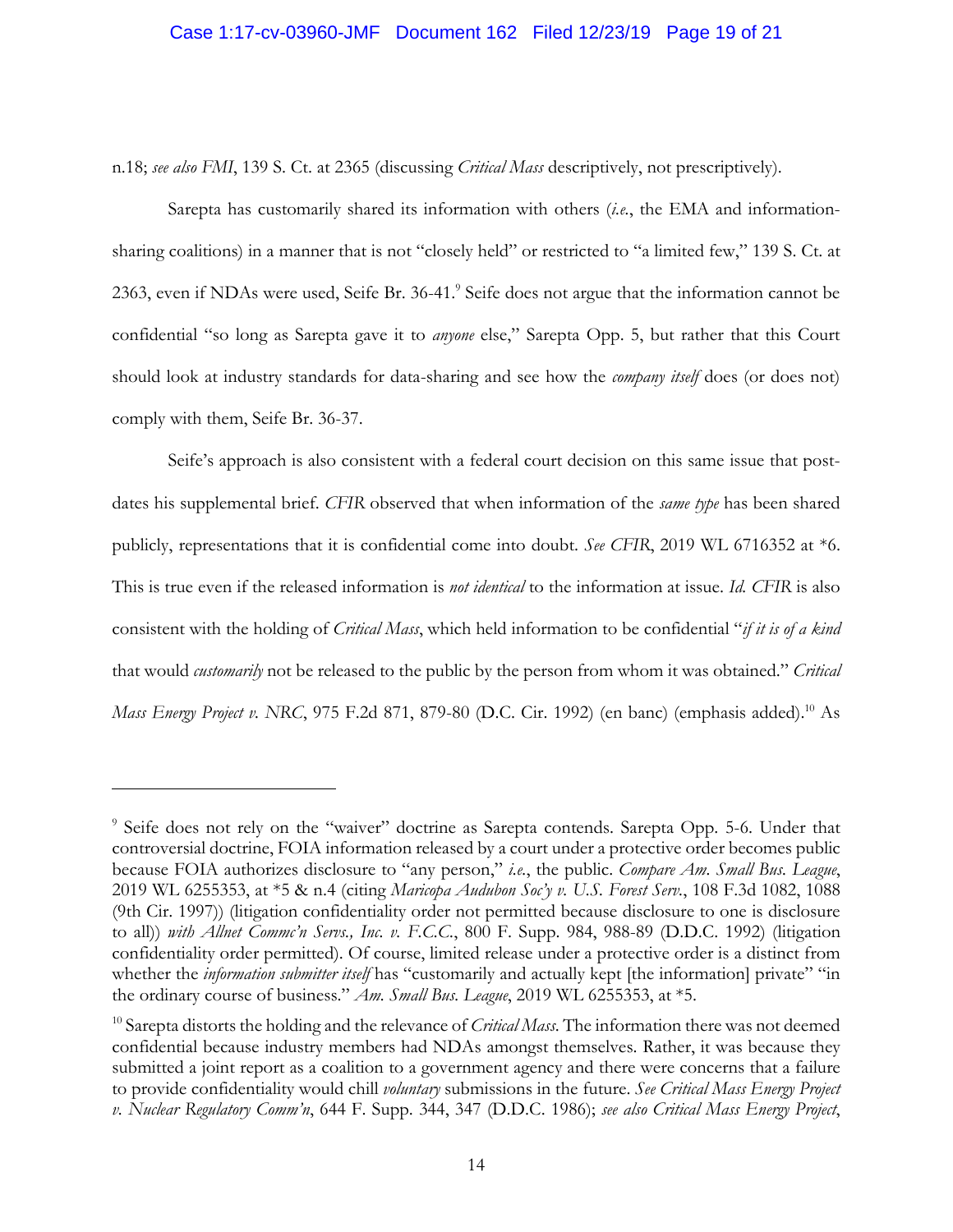n.18; *see also FMI*, 139 S. Ct. at 2365 (discussing *Critical Mass* descriptively, not prescriptively).

Sarepta has customarily shared its information with others (*i.e.*, the EMA and information-sharing coalitions) in a manner that is not "closely held" or restricted to "a limited few," 139 S. Ct. at 2363, even if NDAs were used, Seife Br. 36-41.[9] Seife does not argue that the information cannot be confidential "so long as Sarepta gave it to *anyone* else," Sarepta Opp. 5, but rather that this Court should look at industry standards for data-sharing and see how the *company itself* does (or does not) comply with them, Seife Br. 36-37.

Seife's approach is also consistent with a federal court decision on this same issue that post-dates his supplemental brief. *CFIR* observed that when information of the *same type* has been shared publicly, representations that it is confidential come into doubt. *See CFIR*, 2019 WL 6716352 at *6. This is true even if the released information is *not identical* to the information at issue. *Id. CFIR* is also consistent with the holding of *Critical Mass*, which held information to be confidential "*if it is of a kind* that would *customarily* not be released to the public by the person from whom it was obtained." *Critical Mass Energy Project v. NRC*, 975 F.2d 871, 879-80 (D.C. Cir. 1992) (en banc) (emphasis added).[10] As

---

[9] Seife does not rely on the "waiver" doctrine as Sarepta contends. Sarepta Opp. 5-6. Under that controversial doctrine, FOIA information released by a court under a protective order becomes public because FOIA authorizes disclosure to "any person," *i.e.*, the public. *Compare Am. Small Bus. League*, 2019 WL 6255353, at *5 & n.4 (citing *Maricopa Audubon Soc'y v. U.S. Forest Serv.*, 108 F.3d 1082, 1088 (9th Cir. 1997)) (litigation confidentiality order not permitted because disclosure to one is disclosure to all)) *with Allnet Commc'n Servs., Inc. v. F.C.C.*, 800 F. Supp. 984, 988-89 (D.D.C. 1992) (litigation confidentiality order permitted). Of course, limited release under a protective order is a distinct from whether the *information submitter itself* has "customarily and actually kept [the information] private" "in the ordinary course of business." *Am. Small Bus. League*, 2019 WL 6255353, at *5.

[10] Sarepta distorts the holding and the relevance of *Critical Mass*. The information there was not deemed confidential because industry members had NDAs amongst themselves. Rather, it was because they submitted a joint report as a coalition to a government agency and there were concerns that a failure to provide confidentiality would chill *voluntary* submissions in the future. *See Critical Mass Energy Project v. Nuclear Regulatory Comm'n*, 644 F. Supp. 344, 347 (D.D.C. 1986); *see also Critical Mass Energy Project*,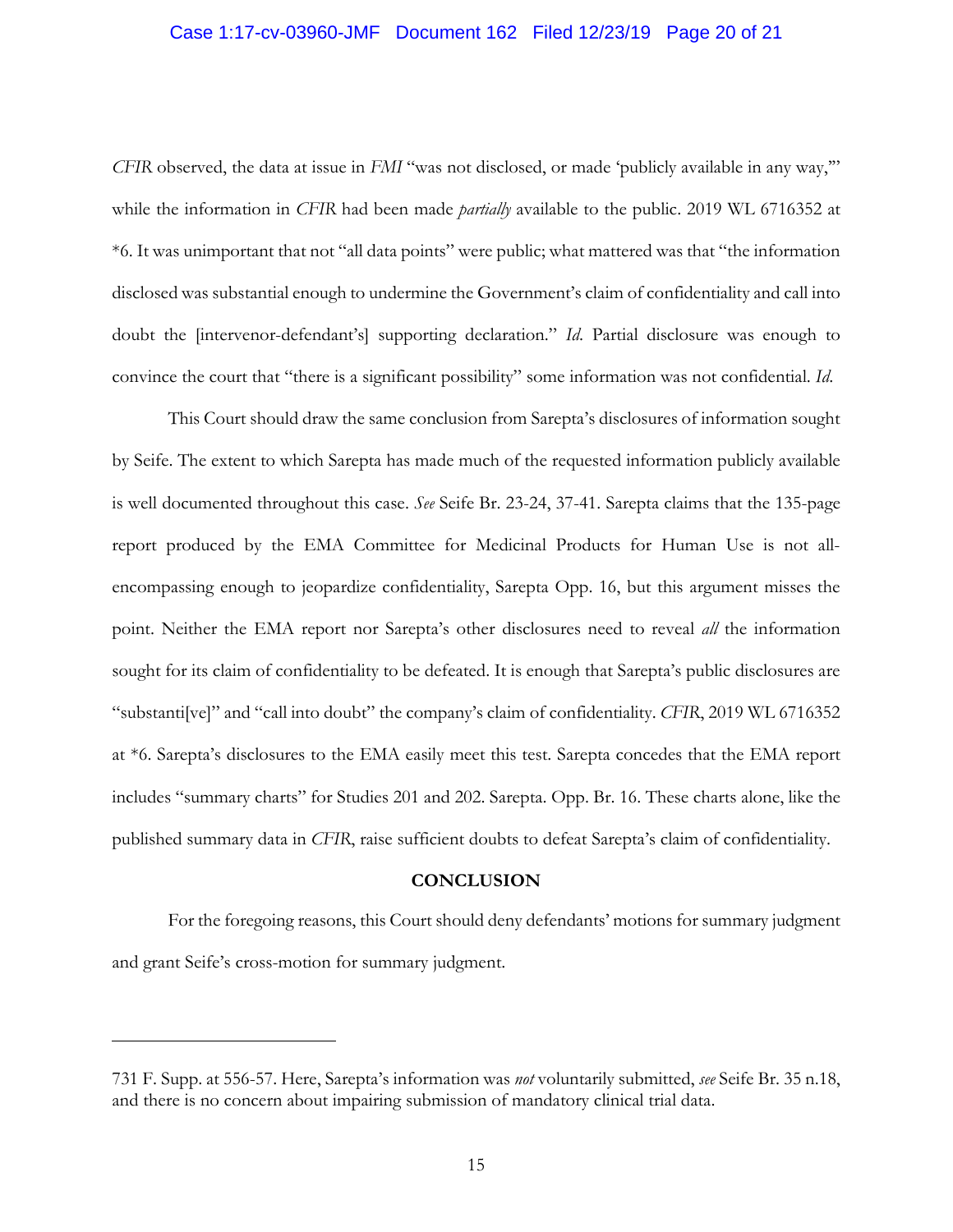*CFIR* observed, the data at issue in *FMI* "was not disclosed, or made 'publicly available in any way,'" while the information in *CFIR* had been made *partially* available to the public. 2019 WL 6716352 at *6. It was unimportant that not "all data points" were public; what mattered was that "the information disclosed was substantial enough to undermine the Government's claim of confidentiality and call into doubt the [intervenor-defendant's] supporting declaration." *Id.* Partial disclosure was enough to convince the court that "there is a significant possibility" some information was not confidential. *Id.*

This Court should draw the same conclusion from Sarepta's disclosures of information sought by Seife. The extent to which Sarepta has made much of the requested information publicly available is well documented throughout this case. *See* Seife Br. 23-24, 37-41. Sarepta claims that the 135-page report produced by the EMA Committee for Medicinal Products for Human Use is not all-encompassing enough to jeopardize confidentiality, Sarepta Opp. 16, but this argument misses the point. Neither the EMA report nor Sarepta's other disclosures need to reveal *all* the information sought for its claim of confidentiality to be defeated. It is enough that Sarepta's public disclosures are "substanti[ve]" and "call into doubt" the company's claim of confidentiality. *CFIR*, 2019 WL 6716352 at *6. Sarepta's disclosures to the EMA easily meet this test. Sarepta concedes that the EMA report includes "summary charts" for Studies 201 and 202. Sarepta. Opp. Br. 16. These charts alone, like the published summary data in *CFIR*, raise sufficient doubts to defeat Sarepta's claim of confidentiality.

**CONCLUSION**

For the foregoing reasons, this Court should deny defendants' motions for summary judgment and grant Seife's cross-motion for summary judgment.

---

731 F. Supp. at 556-57. Here, Sarepta's information was *not* voluntarily submitted, *see* Seife Br. 35 n.18, and there is no concern about impairing submission of mandatory clinical trial data.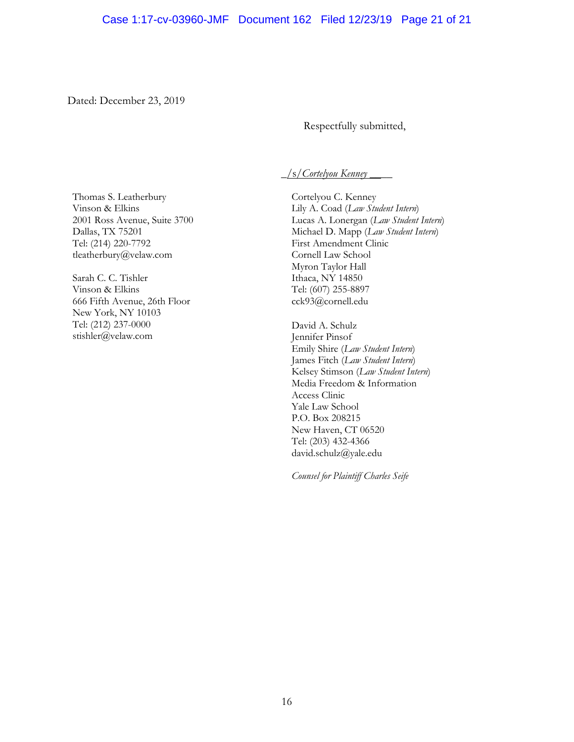Dated: December 23, 2019

Respectfully submitted,

_/s/ *Cortelyou Kenney* ____

Cortelyou C. Kenney
Lily A. Coad (*Law Student Intern*)
Lucas A. Lonergan (*Law Student Intern*)
Michael D. Mapp (*Law Student Intern*)
First Amendment Clinic
Cornell Law School
Myron Taylor Hall
Ithaca, NY 14850
Tel: (607) 255-8897
cck93@cornell.edu

David A. Schulz
Jennifer Pinsof
Emily Shire (*Law Student Intern*)
James Fitch (*Law Student Intern*)
Kelsey Stimson (*Law Student Intern*)
Media Freedom & Information Access Clinic
Yale Law School
P.O. Box 208215
New Haven, CT 06520
Tel: (203) 432-4366
david.schulz@yale.edu

*Counsel for Plaintiff Charles Seife*

Thomas S. Leatherbury
Vinson & Elkins
2001 Ross Avenue, Suite 3700
Dallas, TX 75201
Tel: (214) 220-7792
tleatherbury@velaw.com

Sarah C. C. Tishler
Vinson & Elkins
666 Fifth Avenue, 26th Floor
New York, NY 10103
Tel: (212) 237-0000
stishler@velaw.com